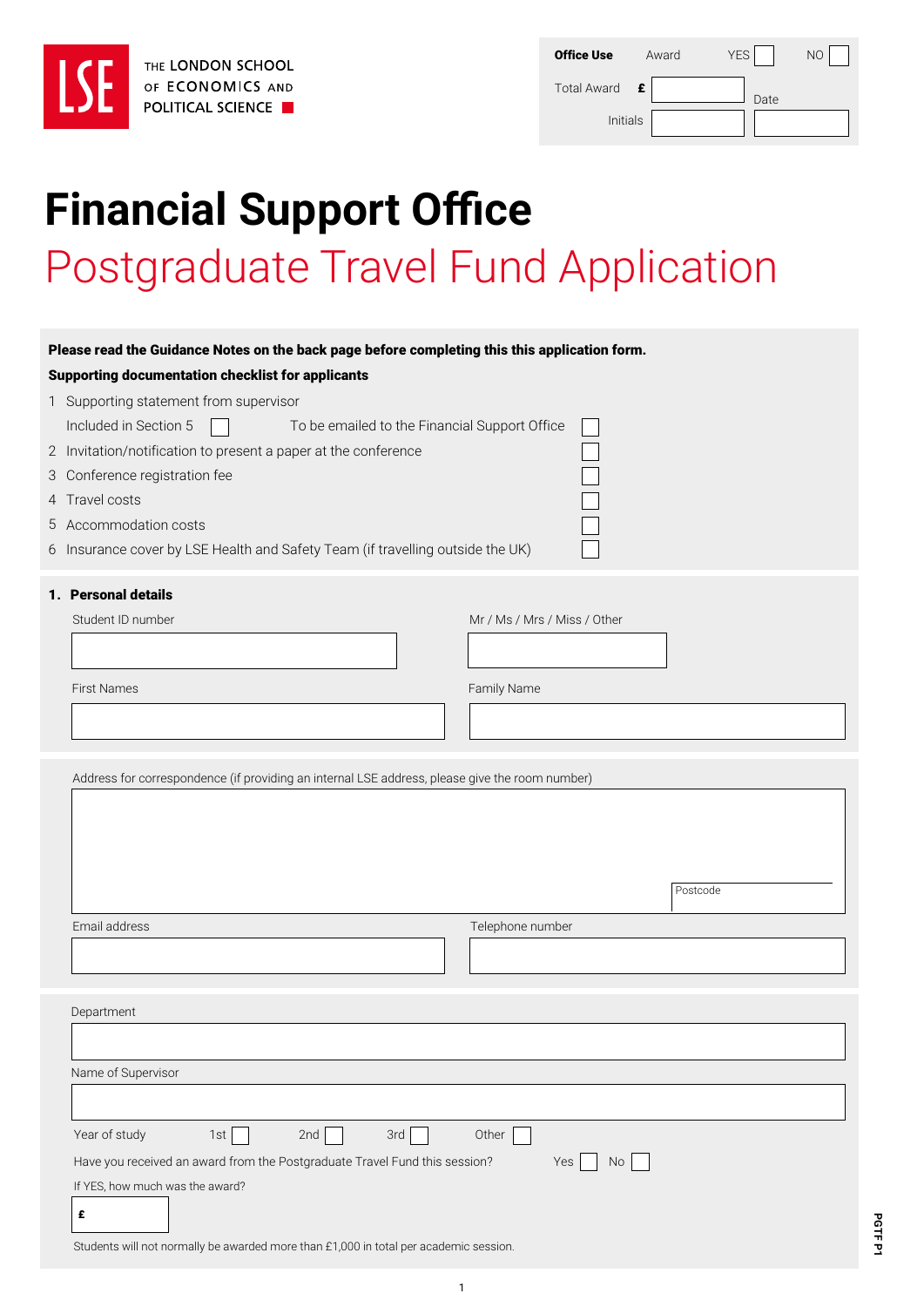THE LONDON SCHOOL OF ECONOMICS AND POLITICAL SCIENCE

| Office Use | Award | YES ☐ | NO ☐ |
|---|---|---|---|
| Total Award | £ | Date | |
| Initials | | | |

# Financial Support Office

## Postgraduate Travel Fund Application

**Please read the Guidance Notes on the back page before completing this this application form.**

**Supporting documentation checklist for applicants**

1 Supporting statement from supervisor
 Included in Section 5 ☐ To be emailed to the Financial Support Office ☐
2 Invitation/notification to present a paper at the conference ☐
3 Conference registration fee ☐
4 Travel costs ☐
5 Accommodation costs ☐
6 Insurance cover by LSE Health and Safety Team (if travelling outside the UK) ☐

### 1. Personal details

Student ID number

Mr / Ms / Mrs / Miss / Other

First Names

Family Name

Address for correspondence (if providing an internal LSE address, please give the room number)

Postcode

Email address

Telephone number

Department

Name of Supervisor

Year of study 1st ☐ 2nd ☐ 3rd ☐ Other ☐

Have you received an award from the Postgraduate Travel Fund this session? Yes ☐ No ☐

If YES, how much was the award?

£

Students will not normally be awarded more than £1,000 in total per academic session.

PGTF P1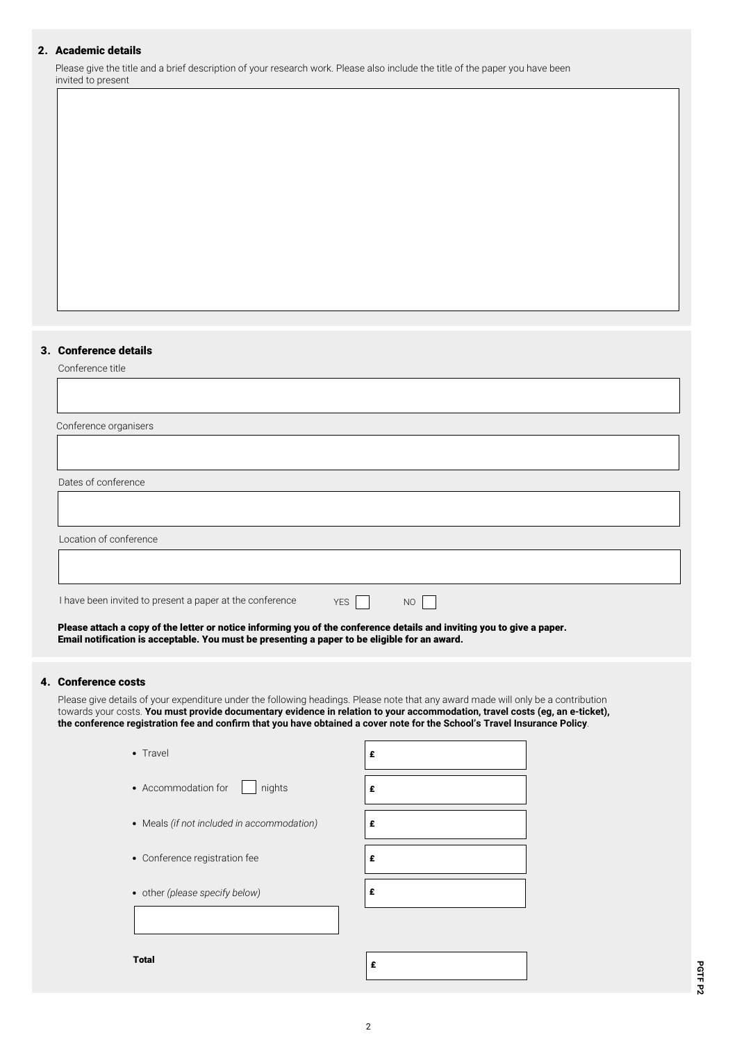## 2. Academic details

Please give the title and a brief description of your research work. Please also include the title of the paper you have been invited to present

## 3. Conference details

Conference title

Conference organisers

Dates of conference

Location of conference

I have been invited to present a paper at the conference YES ☐ NO ☐

**Please attach a copy of the letter or notice informing you of the conference details and inviting you to give a paper. Email notification is acceptable. You must be presenting a paper to be eligible for an award.**

## 4. Conference costs

Please give details of your expenditure under the following headings. Please note that any award made will only be a contribution towards your costs. **You must provide documentary evidence in relation to your accommodation, travel costs (eg, an e-ticket), the conference registration fee and confirm that you have obtained a cover note for the School's Travel Insurance Policy**.

- Travel £
- Accommodation for ☐ nights £
- Meals *(if not included in accommodation)* £
- Conference registration fee £
- other *(please specify below)* £

**Total** £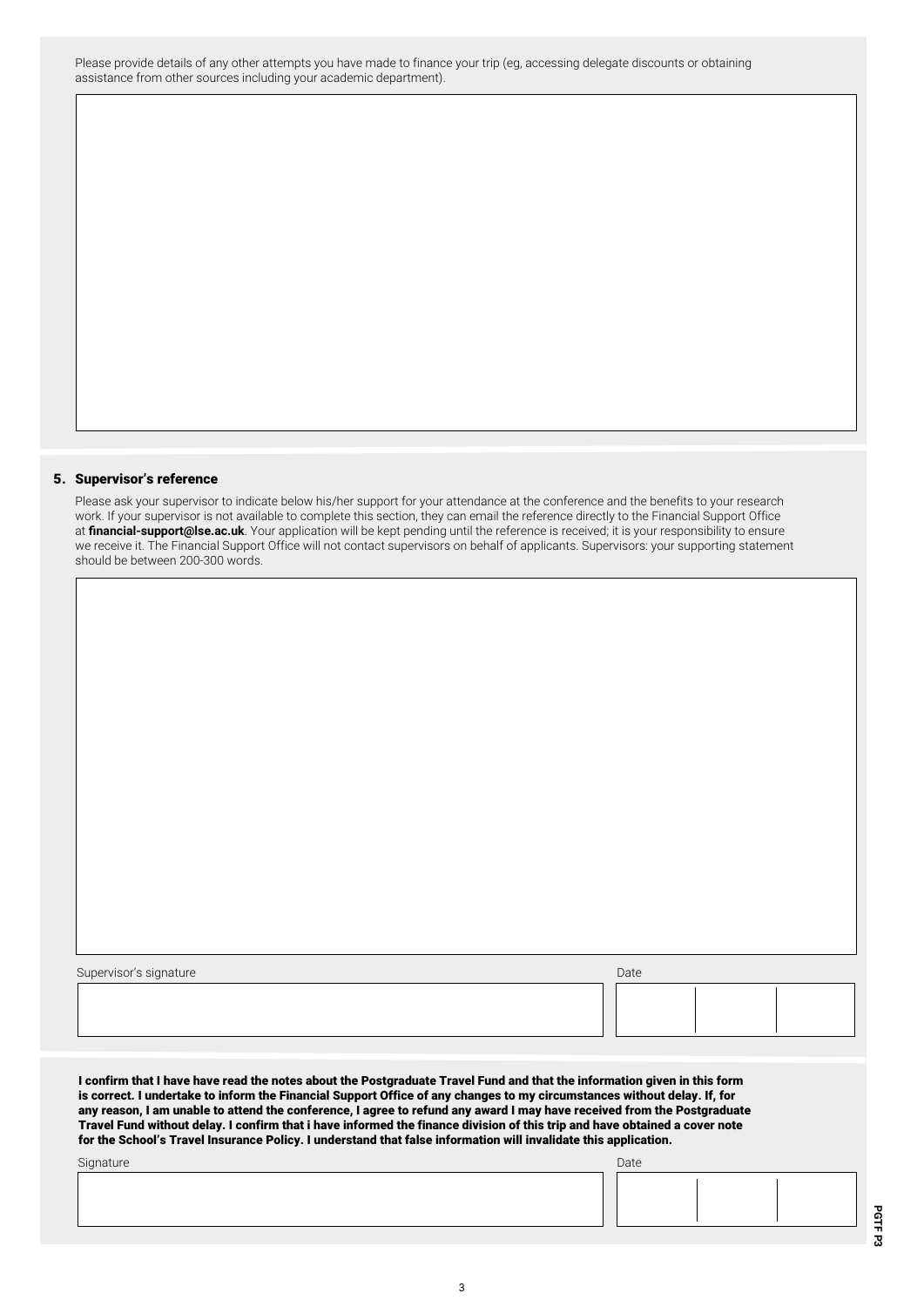Please provide details of any other attempts you have made to finance your trip (eg, accessing delegate discounts or obtaining assistance from other sources including your academic department).

## 5. Supervisor's reference

Please ask your supervisor to indicate below his/her support for your attendance at the conference and the benefits to your research work. If your supervisor is not available to complete this section, they can email the reference directly to the Financial Support Office at **financial-support@lse.ac.uk**. Your application will be kept pending until the reference is received; it is your responsibility to ensure we receive it. The Financial Support Office will not contact supervisors on behalf of applicants. Supervisors: your supporting statement should be between 200-300 words.

Supervisor's signature

Date

**I confirm that I have have read the notes about the Postgraduate Travel Fund and that the information given in this form is correct. I undertake to inform the Financial Support Office of any changes to my circumstances without delay. If, for any reason, I am unable to attend the conference, I agree to refund any award I may have received from the Postgraduate Travel Fund without delay. I confirm that i have informed the finance division of this trip and have obtained a cover note for the School's Travel Insurance Policy. I understand that false information will invalidate this application.**

Signature

Date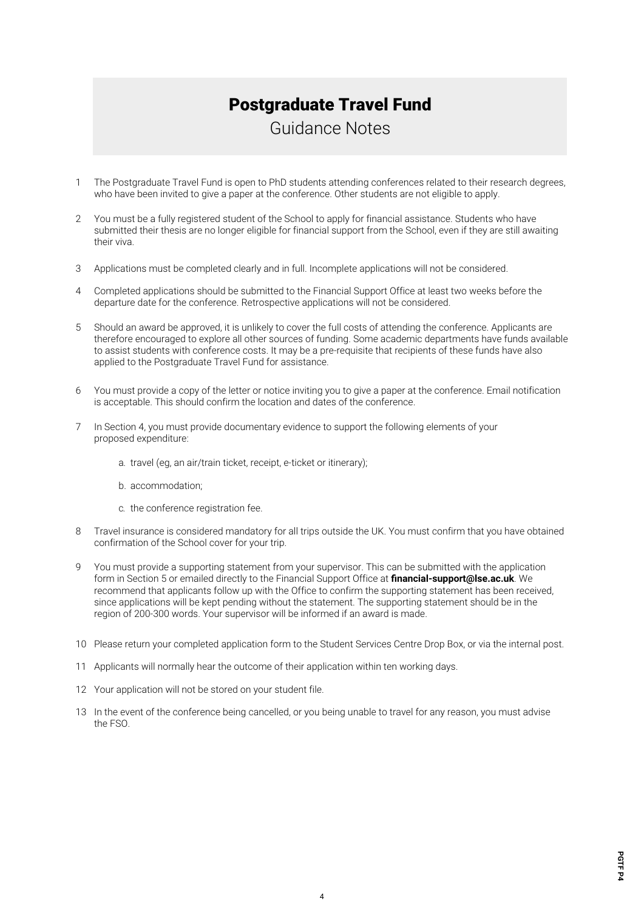# Postgraduate Travel Fund

## Guidance Notes

1. The Postgraduate Travel Fund is open to PhD students attending conferences related to their research degrees, who have been invited to give a paper at the conference. Other students are not eligible to apply.

2. You must be a fully registered student of the School to apply for financial assistance. Students who have submitted their thesis are no longer eligible for financial support from the School, even if they are still awaiting their viva.

3. Applications must be completed clearly and in full. Incomplete applications will not be considered.

4. Completed applications should be submitted to the Financial Support Office at least two weeks before the departure date for the conference. Retrospective applications will not be considered.

5. Should an award be approved, it is unlikely to cover the full costs of attending the conference. Applicants are therefore encouraged to explore all other sources of funding. Some academic departments have funds available to assist students with conference costs. It may be a pre-requisite that recipients of these funds have also applied to the Postgraduate Travel Fund for assistance.

6. You must provide a copy of the letter or notice inviting you to give a paper at the conference. Email notification is acceptable. This should confirm the location and dates of the conference.

7. In Section 4, you must provide documentary evidence to support the following elements of your proposed expenditure:

   a. travel (eg, an air/train ticket, receipt, e-ticket or itinerary);

   b. accommodation;

   c. the conference registration fee.

8. Travel insurance is considered mandatory for all trips outside the UK. You must confirm that you have obtained confirmation of the School cover for your trip.

9. You must provide a supporting statement from your supervisor. This can be submitted with the application form in Section 5 or emailed directly to the Financial Support Office at **financial-support@lse.ac.uk**. We recommend that applicants follow up with the Office to confirm the supporting statement has been received, since applications will be kept pending without the statement. The supporting statement should be in the region of 200-300 words. Your supervisor will be informed if an award is made.

10. Please return your completed application form to the Student Services Centre Drop Box, or via the internal post.

11. Applicants will normally hear the outcome of their application within ten working days.

12. Your application will not be stored on your student file.

13. In the event of the conference being cancelled, or you being unable to travel for any reason, you must advise the FSO.